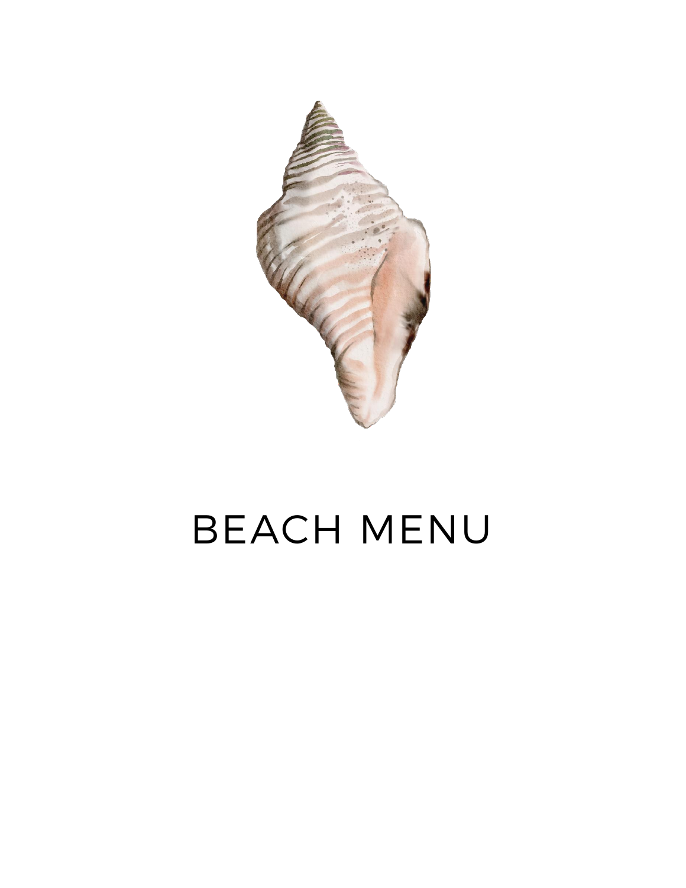# BEACH MENU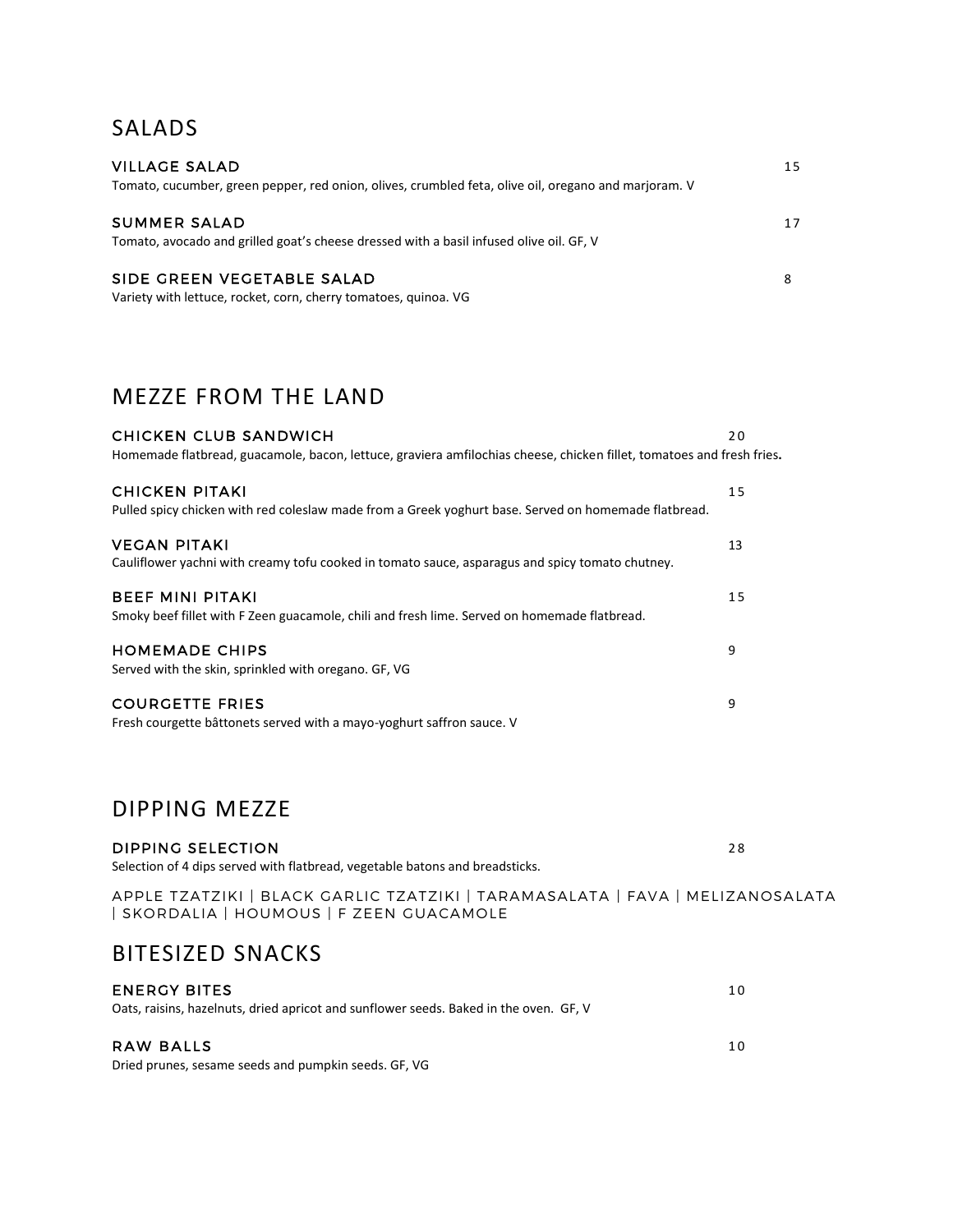## SALADS

**VILLAGE SALAD** 15
Tomato, cucumber, green pepper, red onion, olives, crumbled feta, olive oil, oregano and marjoram. V

**SUMMER SALAD** 17
Tomato, avocado and grilled goat's cheese dressed with a basil infused olive oil. GF, V

**SIDE GREEN VEGETABLE SALAD** 8
Variety with lettuce, rocket, corn, cherry tomatoes, quinoa. VG

## MEZZE FROM THE LAND

**CHICKEN CLUB SANDWICH** 20
Homemade flatbread, guacamole, bacon, lettuce, graviera amfilochias cheese, chicken fillet, tomatoes and fresh fries.

**CHICKEN PITAKI** 15
Pulled spicy chicken with red coleslaw made from a Greek yoghurt base. Served on homemade flatbread.

**VEGAN PITAKI** 13
Cauliflower yachni with creamy tofu cooked in tomato sauce, asparagus and spicy tomato chutney.

**BEEF MINI PITAKI** 15
Smoky beef fillet with F Zeen guacamole, chili and fresh lime. Served on homemade flatbread.

**HOMEMADE CHIPS** 9
Served with the skin, sprinkled with oregano. GF, VG

**COURGETTE FRIES** 9
Fresh courgette bâttonets served with a mayo-yoghurt saffron sauce. V

## DIPPING MEZZE

**DIPPING SELECTION** 28
Selection of 4 dips served with flatbread, vegetable batons and breadsticks.

APPLE TZATZIKI | BLACK GARLIC TZATZIKI | TARAMASALATA | FAVA | MELIZANOSALATA | SKORDALIA | HOUMOUS | F ZEEN GUACAMOLE

## BITESIZED SNACKS

**ENERGY BITES** 10
Oats, raisins, hazelnuts, dried apricot and sunflower seeds. Baked in the oven. GF, V

**RAW BALLS** 10
Dried prunes, sesame seeds and pumpkin seeds. GF, VG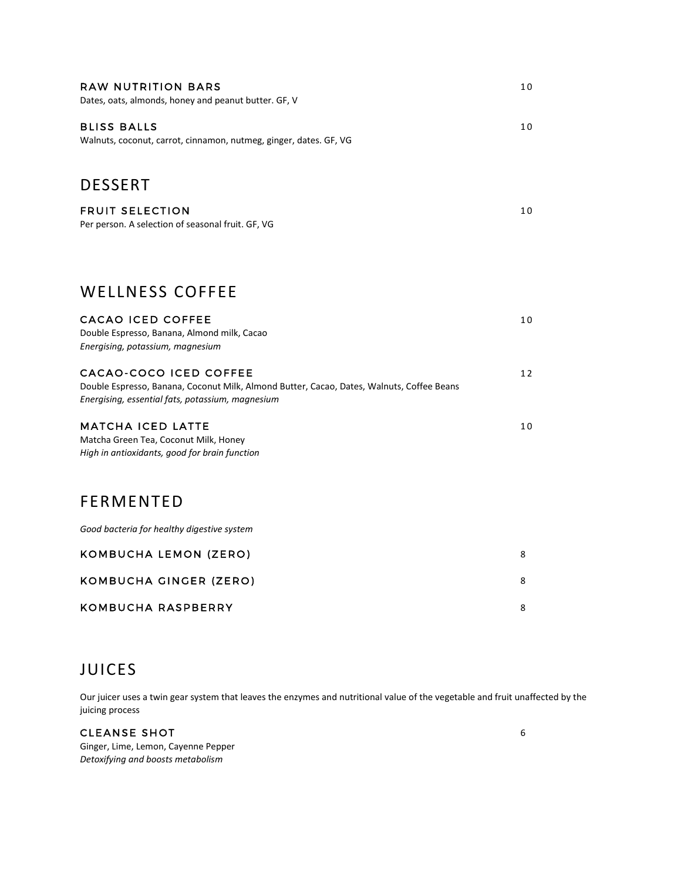### RAW NUTRITION BARS — 10

Dates, oats, almonds, honey and peanut butter. GF, V

### BLISS BALLS — 10

Walnuts, coconut, carrot, cinnamon, nutmeg, ginger, dates. GF, VG

## DESSERT

### FRUIT SELECTION — 10

Per person. A selection of seasonal fruit. GF, VG

## WELLNESS COFFEE

### CACAO ICED COFFEE — 10

Double Espresso, Banana, Almond milk, Cacao
*Energising, potassium, magnesium*

### CACAO-COCO ICED COFFEE — 12

Double Espresso, Banana, Coconut Milk, Almond Butter, Cacao, Dates, Walnuts, Coffee Beans
*Energising, essential fats, potassium, magnesium*

### MATCHA ICED LATTE — 10

Matcha Green Tea, Coconut Milk, Honey
*High in antioxidants, good for brain function*

## FERMENTED

*Good bacteria for healthy digestive system*

### KOMBUCHA LEMON (ZERO) — 8

### KOMBUCHA GINGER (ZERO) — 8

### KOMBUCHA RASPBERRY — 8

## JUICES

Our juicer uses a twin gear system that leaves the enzymes and nutritional value of the vegetable and fruit unaffected by the juicing process

### CLEANSE SHOT — 6

Ginger, Lime, Lemon, Cayenne Pepper
*Detoxifying and boosts metabolism*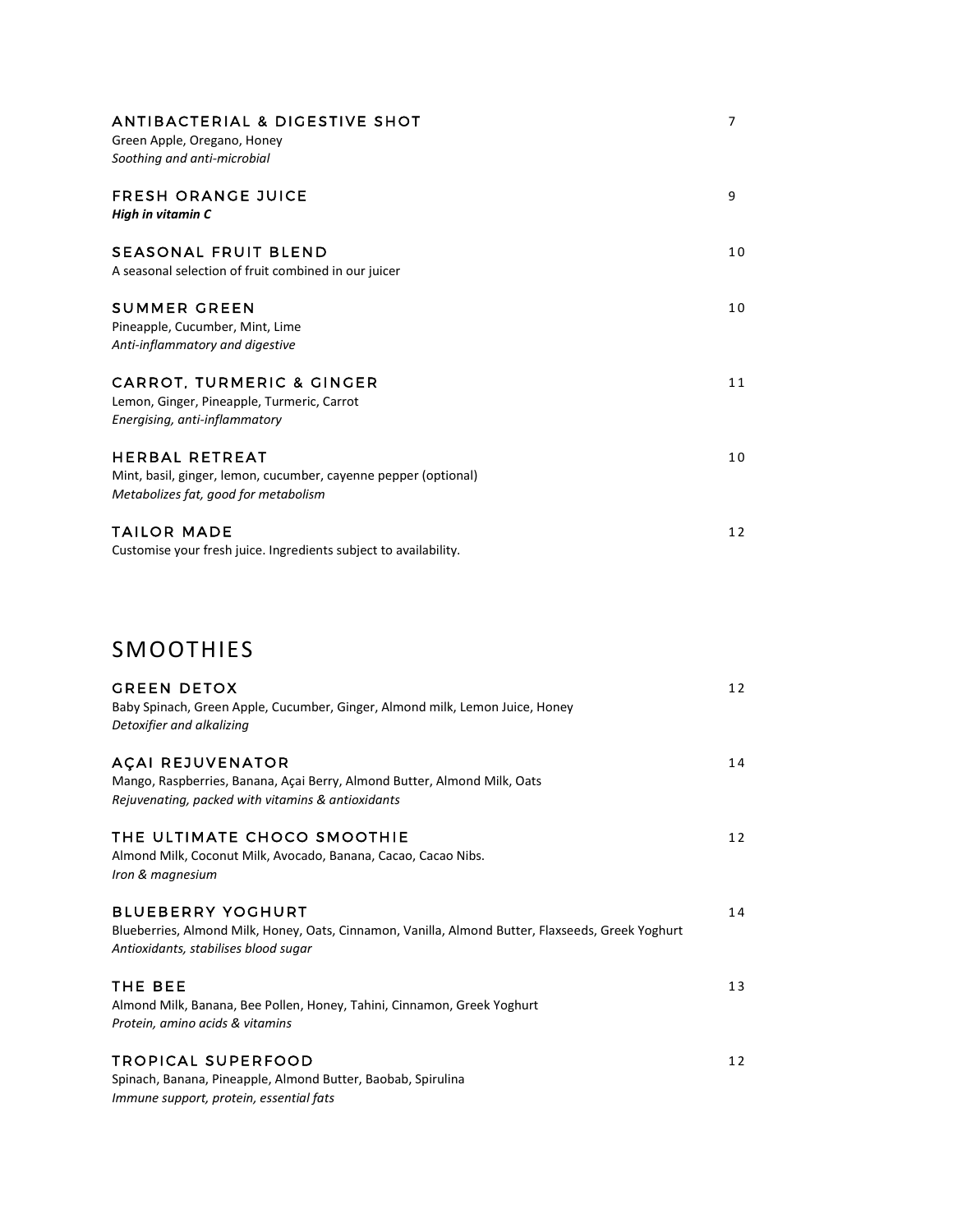### ANTIBACTERIAL & DIGESTIVE SHOT — 7
Green Apple, Oregano, Honey
*Soothing and anti-microbial*

### FRESH ORANGE JUICE — 9
***High in vitamin C***

### SEASONAL FRUIT BLEND — 10
A seasonal selection of fruit combined in our juicer

### SUMMER GREEN — 10
Pineapple, Cucumber, Mint, Lime
*Anti-inflammatory and digestive*

### CARROT, TURMERIC & GINGER — 11
Lemon, Ginger, Pineapple, Turmeric, Carrot
*Energising, anti-inflammatory*

### HERBAL RETREAT — 10
Mint, basil, ginger, lemon, cucumber, cayenne pepper (optional)
*Metabolizes fat, good for metabolism*

### TAILOR MADE — 12
Customise your fresh juice. Ingredients subject to availability.

## SMOOTHIES

### GREEN DETOX — 12
Baby Spinach, Green Apple, Cucumber, Ginger, Almond milk, Lemon Juice, Honey
*Detoxifier and alkalizing*

### AÇAI REJUVENATOR — 14
Mango, Raspberries, Banana, Açai Berry, Almond Butter, Almond Milk, Oats
*Rejuvenating, packed with vitamins & antioxidants*

### THE ULTIMATE CHOCO SMOOTHIE — 12
Almond Milk, Coconut Milk, Avocado, Banana, Cacao, Cacao Nibs.
*Iron & magnesium*

### BLUEBERRY YOGHURT — 14
Blueberries, Almond Milk, Honey, Oats, Cinnamon, Vanilla, Almond Butter, Flaxseeds, Greek Yoghurt
*Antioxidants, stabilises blood sugar*

### THE BEE — 13
Almond Milk, Banana, Bee Pollen, Honey, Tahini, Cinnamon, Greek Yoghurt
*Protein, amino acids & vitamins*

### TROPICAL SUPERFOOD — 12
Spinach, Banana, Pineapple, Almond Butter, Baobab, Spirulina
*Immune support, protein, essential fats*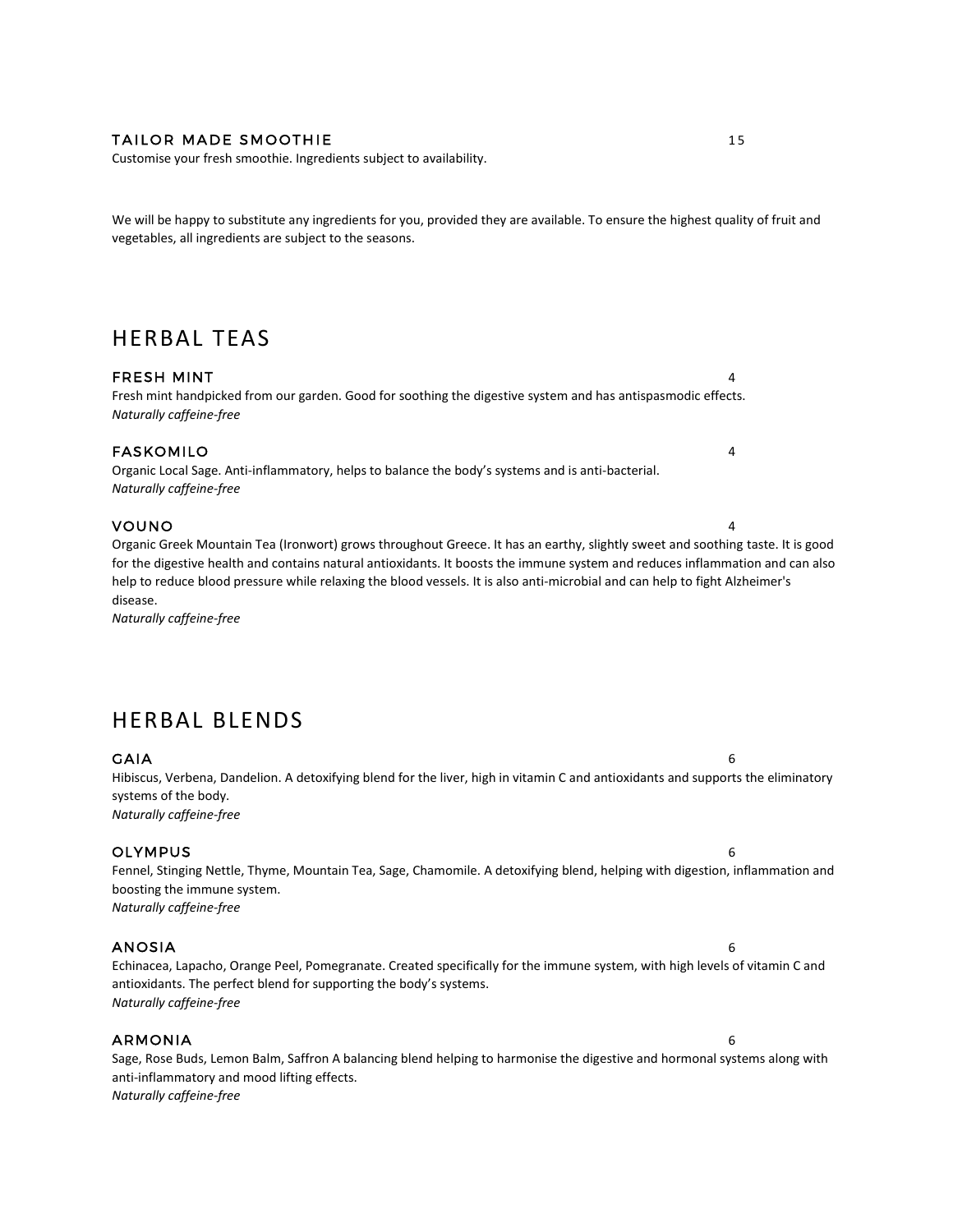### TAILOR MADE SMOOTHIE 15

Customise your fresh smoothie. Ingredients subject to availability.

We will be happy to substitute any ingredients for you, provided they are available. To ensure the highest quality of fruit and vegetables, all ingredients are subject to the seasons.

## HERBAL TEAS

### FRESH MINT 4

Fresh mint handpicked from our garden. Good for soothing the digestive system and has antispasmodic effects.
*Naturally caffeine-free*

### FASKOMILO 4

Organic Local Sage. Anti-inflammatory, helps to balance the body's systems and is anti-bacterial.
*Naturally caffeine-free*

### VOUNO 4

Organic Greek Mountain Tea (Ironwort) grows throughout Greece. It has an earthy, slightly sweet and soothing taste. It is good for the digestive health and contains natural antioxidants. It boosts the immune system and reduces inflammation and can also help to reduce blood pressure while relaxing the blood vessels. It is also anti-microbial and can help to fight Alzheimer's disease.
*Naturally caffeine-free*

## HERBAL BLENDS

### GAIA 6

Hibiscus, Verbena, Dandelion. A detoxifying blend for the liver, high in vitamin C and antioxidants and supports the eliminatory systems of the body.
*Naturally caffeine-free*

### OLYMPUS 6

Fennel, Stinging Nettle, Thyme, Mountain Tea, Sage, Chamomile. A detoxifying blend, helping with digestion, inflammation and boosting the immune system.
*Naturally caffeine-free*

### ANOSIA 6

Echinacea, Lapacho, Orange Peel, Pomegranate. Created specifically for the immune system, with high levels of vitamin C and antioxidants. The perfect blend for supporting the body's systems.
*Naturally caffeine-free*

### ARMONIA 6

Sage, Rose Buds, Lemon Balm, Saffron A balancing blend helping to harmonise the digestive and hormonal systems along with anti-inflammatory and mood lifting effects.
*Naturally caffeine-free*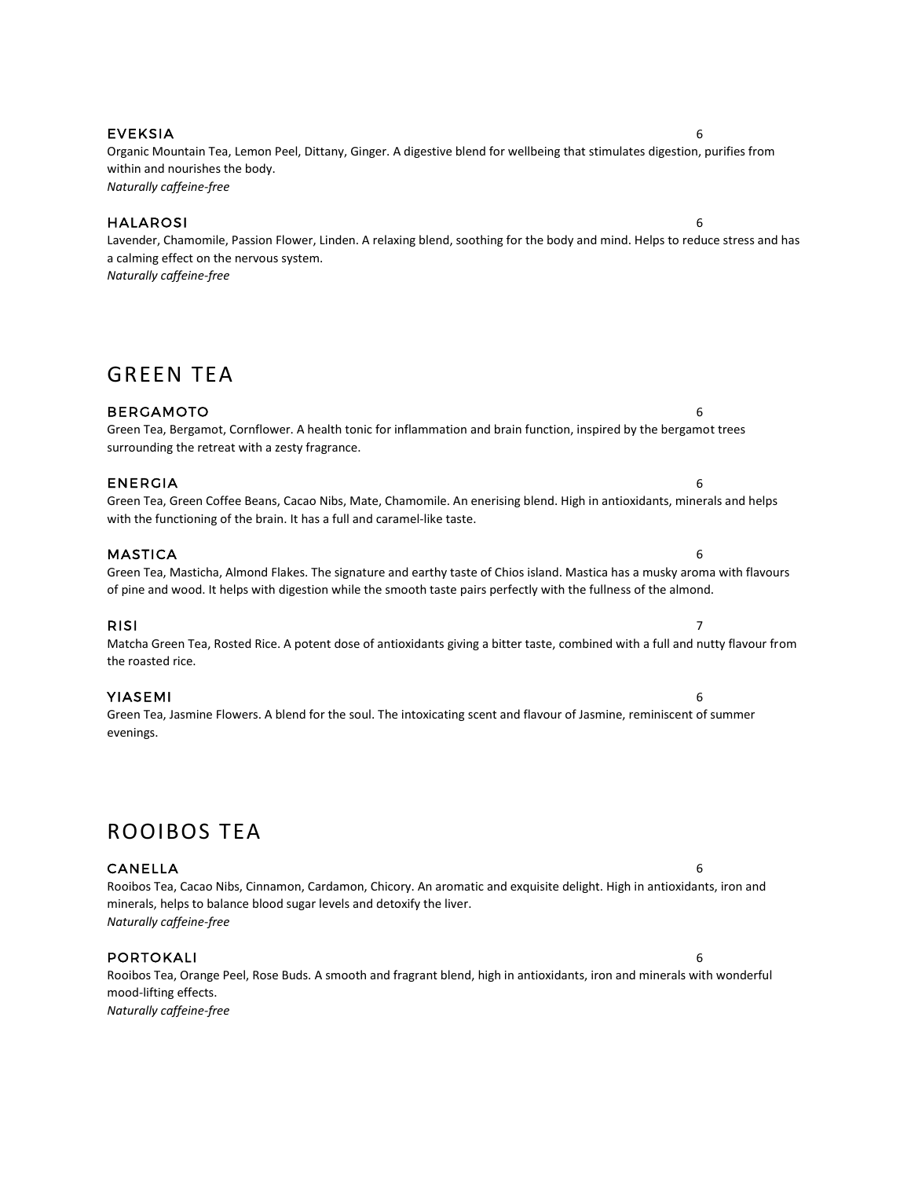### EVEKSIA 6

Organic Mountain Tea, Lemon Peel, Dittany, Ginger. A digestive blend for wellbeing that stimulates digestion, purifies from within and nourishes the body.
*Naturally caffeine-free*

### HALAROSI 6

Lavender, Chamomile, Passion Flower, Linden. A relaxing blend, soothing for the body and mind. Helps to reduce stress and has a calming effect on the nervous system.
*Naturally caffeine-free*

## GREEN TEA

### BERGAMOTO 6

Green Tea, Bergamot, Cornflower. A health tonic for inflammation and brain function, inspired by the bergamot trees surrounding the retreat with a zesty fragrance.

### ENERGIA 6

Green Tea, Green Coffee Beans, Cacao Nibs, Mate, Chamomile. An enerising blend. High in antioxidants, minerals and helps with the functioning of the brain. It has a full and caramel-like taste.

### MASTICA 6

Green Tea, Masticha, Almond Flakes. The signature and earthy taste of Chios island. Mastica has a musky aroma with flavours of pine and wood. It helps with digestion while the smooth taste pairs perfectly with the fullness of the almond.

### RISI 7

Matcha Green Tea, Rosted Rice. A potent dose of antioxidants giving a bitter taste, combined with a full and nutty flavour from the roasted rice.

### YIASEMI 6

Green Tea, Jasmine Flowers. A blend for the soul. The intoxicating scent and flavour of Jasmine, reminiscent of summer evenings.

## ROOIBOS TEA

### CANELLA 6

Rooibos Tea, Cacao Nibs, Cinnamon, Cardamon, Chicory. An aromatic and exquisite delight. High in antioxidants, iron and minerals, helps to balance blood sugar levels and detoxify the liver.
*Naturally caffeine-free*

### PORTOKALI 6

Rooibos Tea, Orange Peel, Rose Buds. A smooth and fragrant blend, high in antioxidants, iron and minerals with wonderful mood-lifting effects.
*Naturally caffeine-free*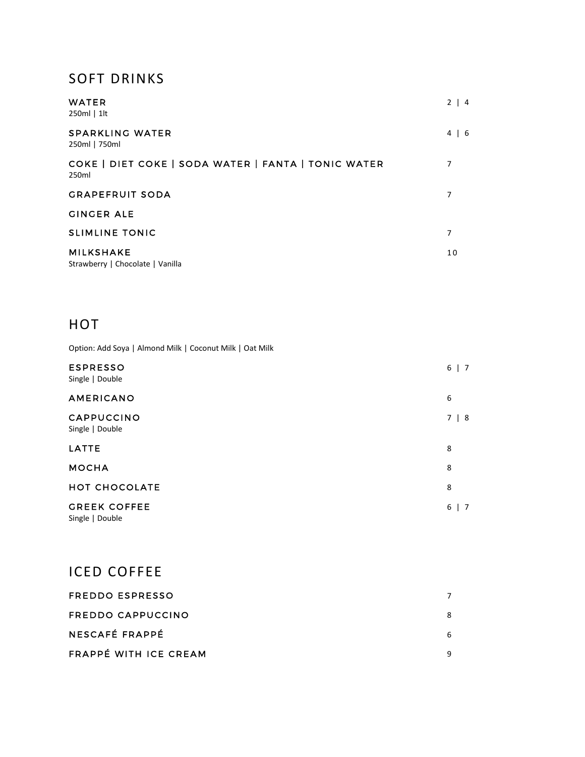## SOFT DRINKS

**WATER** — 2 | 4
250ml | 1lt

**SPARKLING WATER** — 4 | 6
250ml | 750ml

**COKE | DIET COKE | SODA WATER | FANTA | TONIC WATER** — 7
250ml

**GRAPEFRUIT SODA** — 7

**GINGER ALE**

**SLIMLINE TONIC** — 7

**MILKSHAKE** — 10
Strawberry | Chocolate | Vanilla

## HOT

Option: Add Soya | Almond Milk | Coconut Milk | Oat Milk

**ESPRESSO** — 6 | 7
Single | Double

**AMERICANO** — 6

**CAPPUCCINO** — 7 | 8
Single | Double

**LATTE** — 8

**MOCHA** — 8

**HOT CHOCOLATE** — 8

**GREEK COFFEE** — 6 | 7
Single | Double

## ICED COFFEE

**FREDDO ESPRESSO** — 7

**FREDDO CAPPUCCINO** — 8

**NESCAFÉ FRAPPÉ** — 6

**FRAPPÉ WITH ICE CREAM** — 9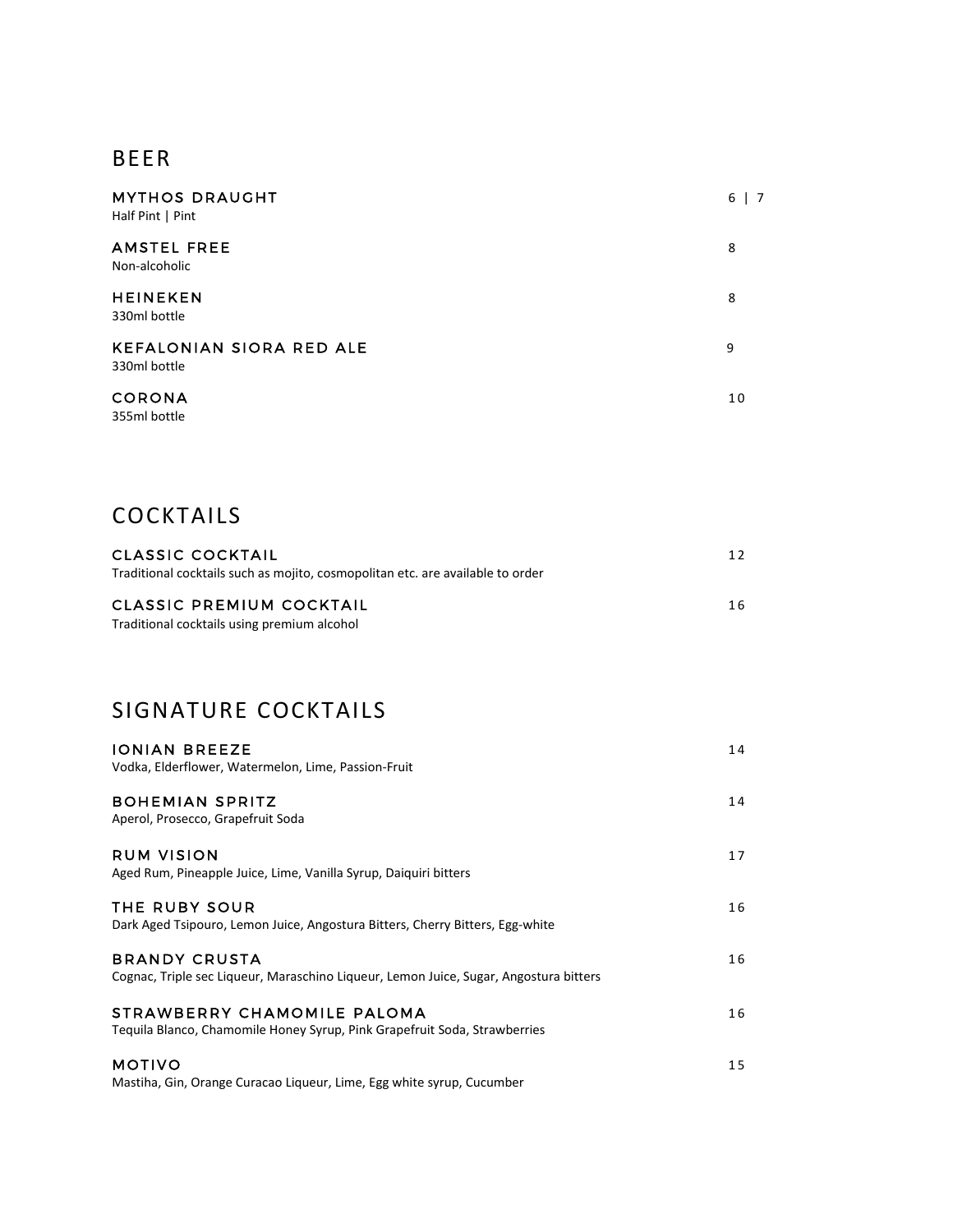## BEER

**MYTHOS DRAUGHT** 6 | 7
Half Pint | Pint

**AMSTEL FREE** 8
Non-alcoholic

**HEINEKEN** 8
330ml bottle

**KEFALONIAN SIORA RED ALE** 9
330ml bottle

**CORONA** 10
355ml bottle

## COCKTAILS

**CLASSIC COCKTAIL** 12
Traditional cocktails such as mojito, cosmopolitan etc. are available to order

**CLASSIC PREMIUM COCKTAIL** 16
Traditional cocktails using premium alcohol

## SIGNATURE COCKTAILS

**IONIAN BREEZE** 14
Vodka, Elderflower, Watermelon, Lime, Passion-Fruit

**BOHEMIAN SPRITZ** 14
Aperol, Prosecco, Grapefruit Soda

**RUM VISION** 17
Aged Rum, Pineapple Juice, Lime, Vanilla Syrup, Daiquiri bitters

**THE RUBY SOUR** 16
Dark Aged Tsipouro, Lemon Juice, Angostura Bitters, Cherry Bitters, Egg-white

**BRANDY CRUSTA** 16
Cognac, Triple sec Liqueur, Maraschino Liqueur, Lemon Juice, Sugar, Angostura bitters

**STRAWBERRY CHAMOMILE PALOMA** 16
Tequila Blanco, Chamomile Honey Syrup, Pink Grapefruit Soda, Strawberries

**MOTIVO** 15
Mastiha, Gin, Orange Curacao Liqueur, Lime, Egg white syrup, Cucumber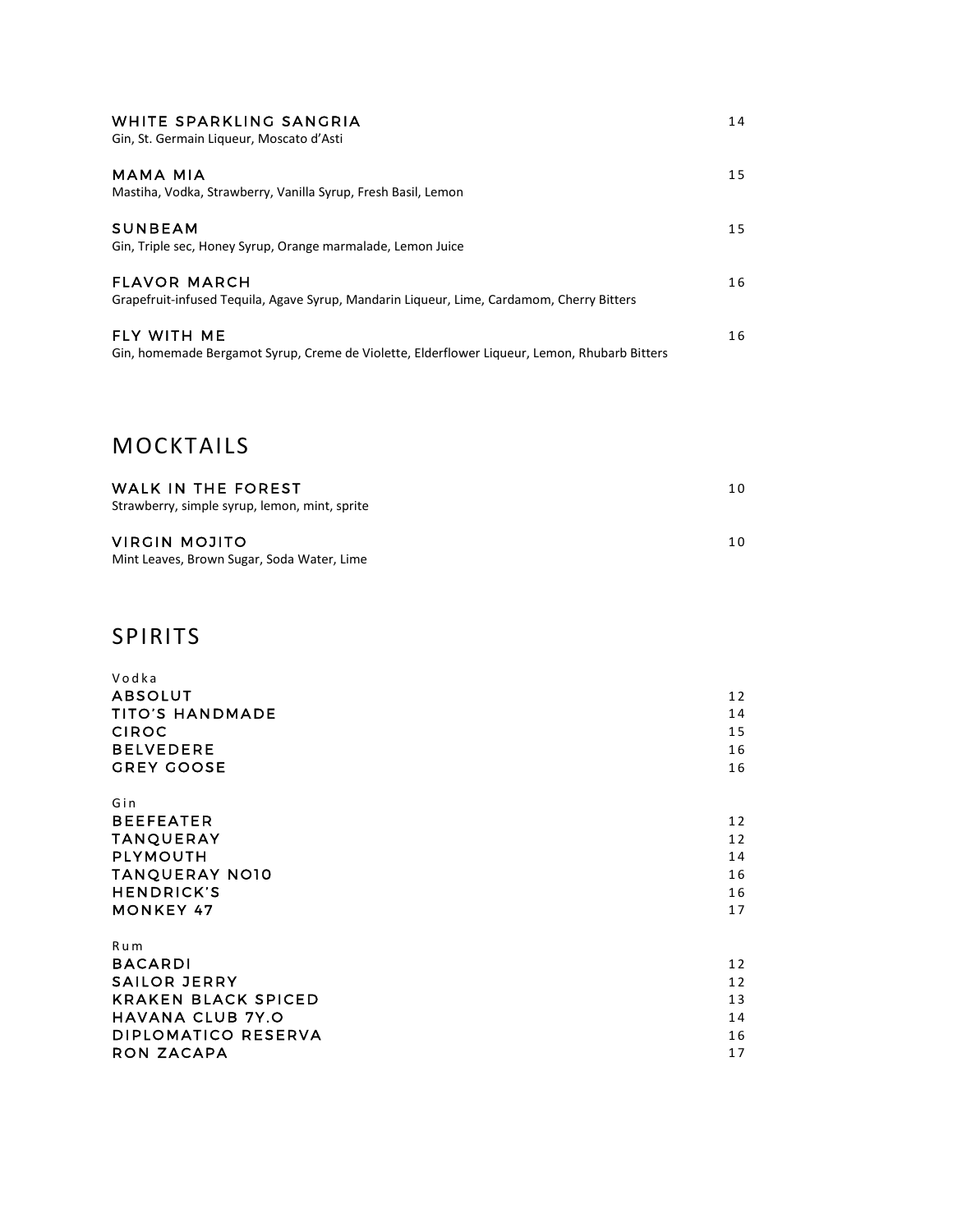**WHITE SPARKLING SANGRIA** 14
Gin, St. Germain Liqueur, Moscato d'Asti

**MAMA MIA** 15
Mastiha, Vodka, Strawberry, Vanilla Syrup, Fresh Basil, Lemon

**SUNBEAM** 15
Gin, Triple sec, Honey Syrup, Orange marmalade, Lemon Juice

**FLAVOR MARCH** 16
Grapefruit-infused Tequila, Agave Syrup, Mandarin Liqueur, Lime, Cardamom, Cherry Bitters

**FLY WITH ME** 16
Gin, homemade Bergamot Syrup, Creme de Violette, Elderflower Liqueur, Lemon, Rhubarb Bitters

## MOCKTAILS

**WALK IN THE FOREST** 10
Strawberry, simple syrup, lemon, mint, sprite

**VIRGIN MOJITO** 10
Mint Leaves, Brown Sugar, Soda Water, Lime

## SPIRITS

### Vodka

| | |
|---|---|
| ABSOLUT | 12 |
| TITO'S HANDMADE | 14 |
| CIROC | 15 |
| BELVEDERE | 16 |
| GREY GOOSE | 16 |

### Gin

| | |
|---|---|
| BEEFEATER | 12 |
| TANQUERAY | 12 |
| PLYMOUTH | 14 |
| TANQUERAY NO10 | 16 |
| HENDRICK'S | 16 |
| MONKEY 47 | 17 |

### Rum

| | |
|---|---|
| BACARDI | 12 |
| SAILOR JERRY | 12 |
| KRAKEN BLACK SPICED | 13 |
| HAVANA CLUB 7Y.O | 14 |
| DIPLOMATICO RESERVA | 16 |
| RON ZACAPA | 17 |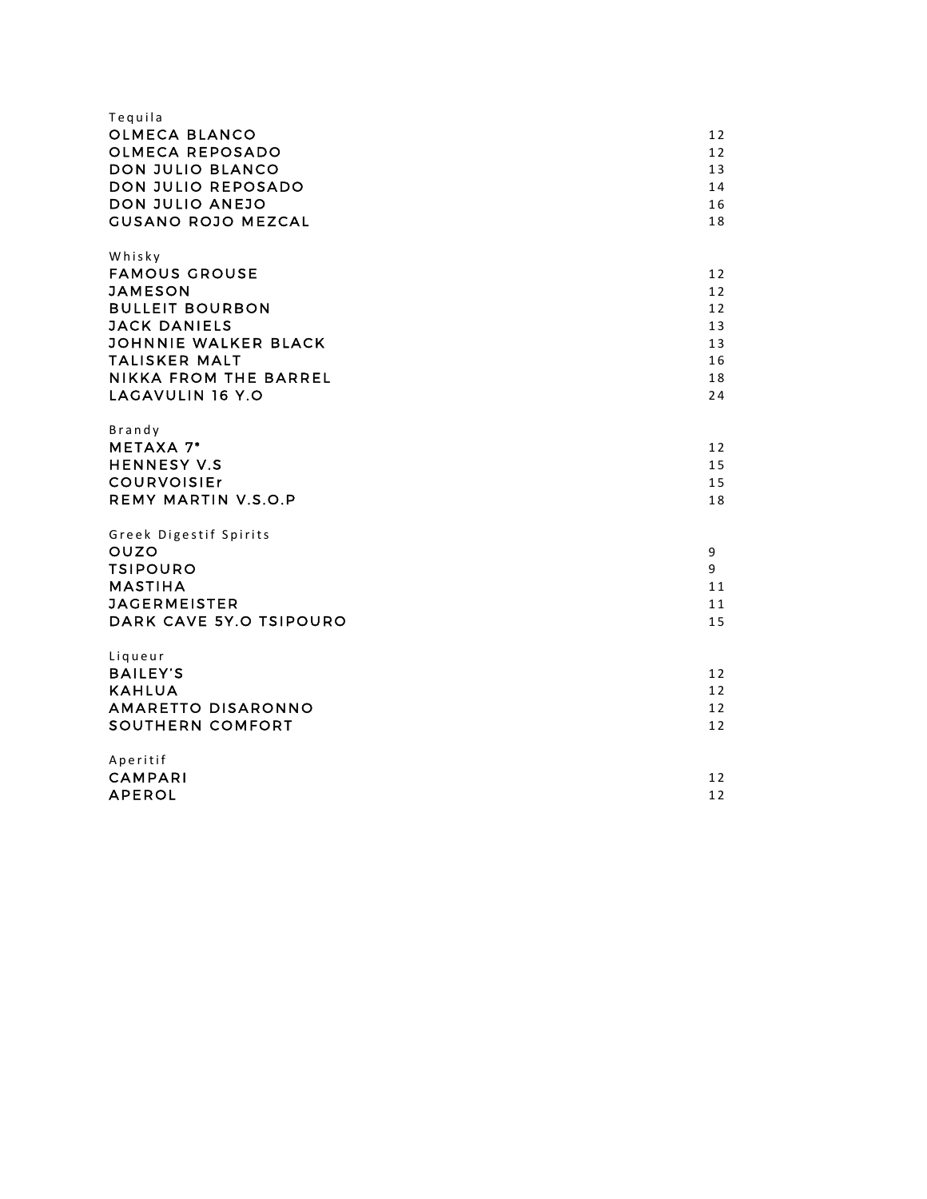## Tequila

| | |
|---|---|
| OLMECA BLANCO | 12 |
| OLMECA REPOSADO | 12 |
| DON JULIO BLANCO | 13 |
| DON JULIO REPOSADO | 14 |
| DON JULIO ANEJO | 16 |
| GUSANO ROJO MEZCAL | 18 |

## Whisky

| | |
|---|---|
| FAMOUS GROUSE | 12 |
| JAMESON | 12 |
| BULLEIT BOURBON | 12 |
| JACK DANIELS | 13 |
| JOHNNIE WALKER BLACK | 13 |
| TALISKER MALT | 16 |
| NIKKA FROM THE BARREL | 18 |
| LAGAVULIN 16 Y.O | 24 |

## Brandy

| | |
|---|---|
| METAXA 7* | 12 |
| HENNESY V.S | 15 |
| COURVOISIEr | 15 |
| REMY MARTIN V.S.O.P | 18 |

## Greek Digestif Spirits

| | |
|---|---|
| OUZO | 9 |
| TSIPOURO | 9 |
| MASTIHA | 11 |
| JAGERMEISTER | 11 |
| DARK CAVE 5Y.O TSIPOURO | 15 |

## Liqueur

| | |
|---|---|
| BAILEY'S | 12 |
| KAHLUA | 12 |
| AMARETTO DISARONNO | 12 |
| SOUTHERN COMFORT | 12 |

## Aperitif

| | |
|---|---|
| CAMPARI | 12 |
| APEROL | 12 |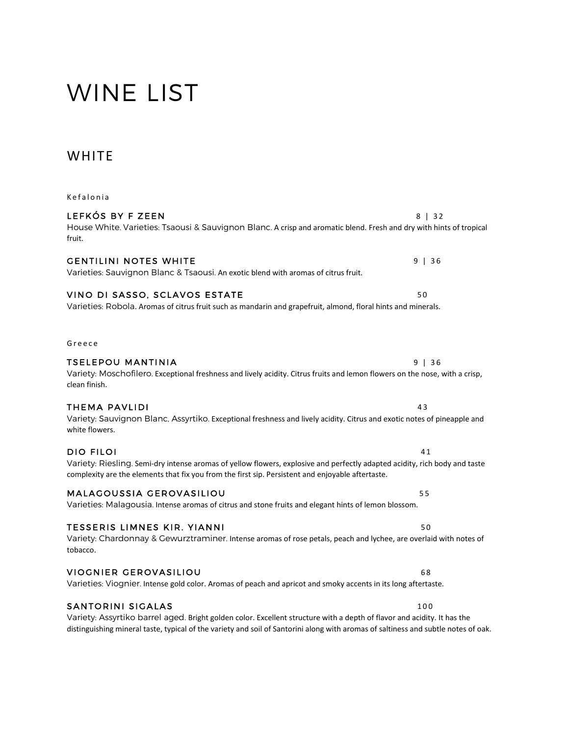# WINE LIST

## WHITE

Kefalonia

### LEFKÓS BY F ZEEN — 8 | 32

House White. Varieties: Tsaousi & Sauvignon Blanc. A crisp and aromatic blend. Fresh and dry with hints of tropical fruit.

### GENTILINI NOTES WHITE — 9 | 36

Varieties: Sauvignon Blanc & Tsaousi. An exotic blend with aromas of citrus fruit.

### VINO DI SASSO, SCLAVOS ESTATE — 50

Varieties: Robola. Aromas of citrus fruit such as mandarin and grapefruit, almond, floral hints and minerals.

Greece

### TSELEPOU MANTINIA — 9 | 36

Variety: Moschofilero. Exceptional freshness and lively acidity. Citrus fruits and lemon flowers on the nose, with a crisp, clean finish.

### THEMA PAVLIDI — 43

Variety: Sauvignon Blanc, Assyrtiko. Exceptional freshness and lively acidity. Citrus and exotic notes of pineapple and white flowers.

### DIO FILOI — 41

Variety: Riesling. Semi-dry intense aromas of yellow flowers, explosive and perfectly adapted acidity, rich body and taste complexity are the elements that fix you from the first sip. Persistent and enjoyable aftertaste.

### MALAGOUSSIA GEROVASILIOU — 55

Varieties: Malagousia. Intense aromas of citrus and stone fruits and elegant hints of lemon blossom.

### TESSERIS LIMNES KIR. YIANNI — 50

Variety: Chardonnay & Gewurztraminer. Intense aromas of rose petals, peach and lychee, are overlaid with notes of tobacco.

### VIOGNIER GEROVASILIOU — 68

Varieties: Viognier. Intense gold color. Aromas of peach and apricot and smoky accents in its long aftertaste.

### SANTORINI SIGALAS — 100

Variety: Assyrtiko barrel aged. Bright golden color. Excellent structure with a depth of flavor and acidity. It has the distinguishing mineral taste, typical of the variety and soil of Santorini along with aromas of saltiness and subtle notes of oak.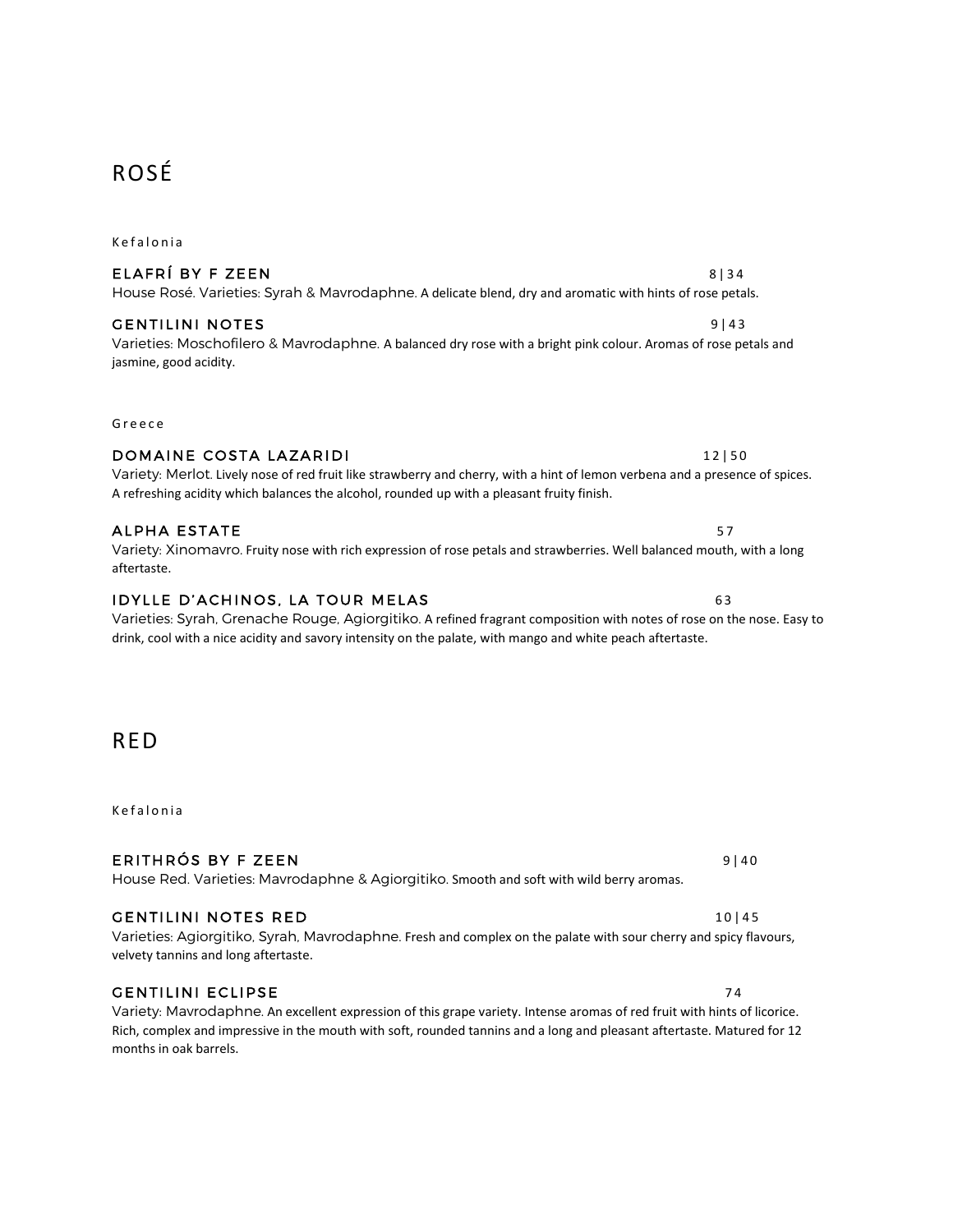# ROSÉ

Kefalonia

### ELAFRÍ BY F ZEEN 8 | 34

House Rosé. Varieties: Syrah & Mavrodaphne. A delicate blend, dry and aromatic with hints of rose petals.

### GENTILINI NOTES 9 | 43

Varieties: Moschofilero & Mavrodaphne. A balanced dry rose with a bright pink colour. Aromas of rose petals and jasmine, good acidity.

Greece

### DOMAINE COSTA LAZARIDI 12 | 50

Variety: Merlot. Lively nose of red fruit like strawberry and cherry, with a hint of lemon verbena and a presence of spices. A refreshing acidity which balances the alcohol, rounded up with a pleasant fruity finish.

### ALPHA ESTATE 57

Variety: Xinomavro. Fruity nose with rich expression of rose petals and strawberries. Well balanced mouth, with a long aftertaste.

### IDYLLE D'ACHINOS, LA TOUR MELAS 63

Varieties: Syrah, Grenache Rouge, Agiorgitiko. A refined fragrant composition with notes of rose on the nose. Easy to drink, cool with a nice acidity and savory intensity on the palate, with mango and white peach aftertaste.

# RED

Kefalonia

### ERITHRÓS BY F ZEEN 9 | 40

House Red. Varieties: Mavrodaphne & Agiorgitiko. Smooth and soft with wild berry aromas.

### GENTILINI NOTES RED 10 | 45

Varieties: Agiorgitiko, Syrah, Mavrodaphne. Fresh and complex on the palate with sour cherry and spicy flavours, velvety tannins and long aftertaste.

### GENTILINI ECLIPSE 74

Variety: Mavrodaphne. An excellent expression of this grape variety. Intense aromas of red fruit with hints of licorice. Rich, complex and impressive in the mouth with soft, rounded tannins and a long and pleasant aftertaste. Matured for 12 months in oak barrels.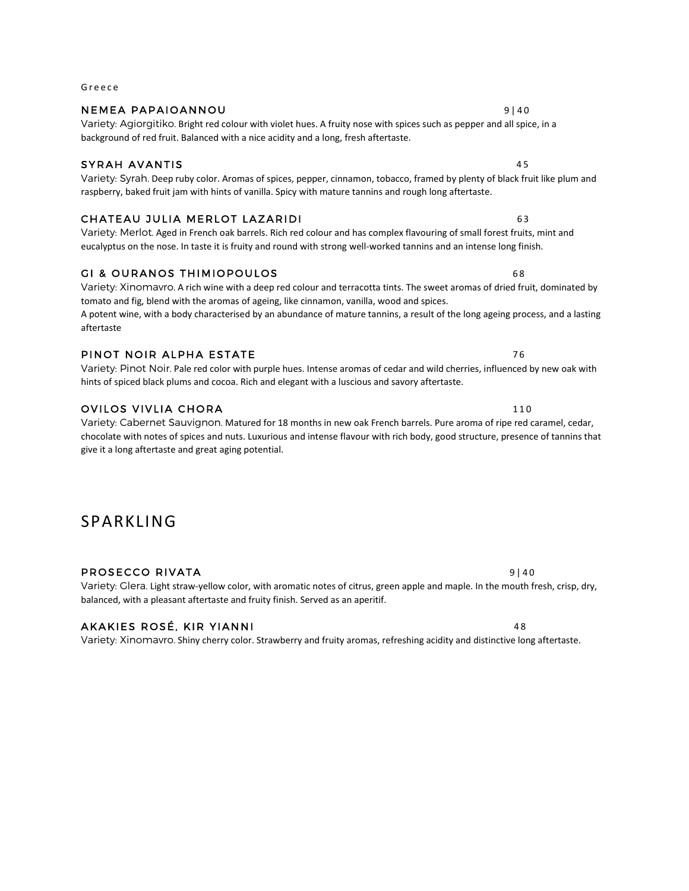Greece

### NEMEA PAPAIOANNOU 9 | 40

Variety: Agiorgitiko. Bright red colour with violet hues. A fruity nose with spices such as pepper and all spice, in a background of red fruit. Balanced with a nice acidity and a long, fresh aftertaste.

### SYRAH AVANTIS 45

Variety: Syrah. Deep ruby color. Aromas of spices, pepper, cinnamon, tobacco, framed by plenty of black fruit like plum and raspberry, baked fruit jam with hints of vanilla. Spicy with mature tannins and rough long aftertaste.

### CHATEAU JULIA MERLOT LAZARIDI 63

Variety: Merlot. Aged in French oak barrels. Rich red colour and has complex flavouring of small forest fruits, mint and eucalyptus on the nose. In taste it is fruity and round with strong well-worked tannins and an intense long finish.

### GI & OURANOS THIMIOPOULOS 68

Variety: Xinomavro. A rich wine with a deep red colour and terracotta tints. The sweet aromas of dried fruit, dominated by tomato and fig, blend with the aromas of ageing, like cinnamon, vanilla, wood and spices.
A potent wine, with a body characterised by an abundance of mature tannins, a result of the long ageing process, and a lasting aftertaste

### PINOT NOIR ALPHA ESTATE 76

Variety: Pinot Noir. Pale red color with purple hues. Intense aromas of cedar and wild cherries, influenced by new oak with hints of spiced black plums and cocoa. Rich and elegant with a luscious and savory aftertaste.

### OVILOS VIVLIA CHORA 110

Variety: Cabernet Sauvignon. Matured for 18 months in new oak French barrels. Pure aroma of ripe red caramel, cedar, chocolate with notes of spices and nuts. Luxurious and intense flavour with rich body, good structure, presence of tannins that give it a long aftertaste and great aging potential.

## SPARKLING

### PROSECCO RIVATA 9 | 40

Variety: Glera. Light straw-yellow color, with aromatic notes of citrus, green apple and maple. In the mouth fresh, crisp, dry, balanced, with a pleasant aftertaste and fruity finish. Served as an aperitif.

### AKAKIES ROSÉ, KIR YIANNI 48

Variety: Xinomavro. Shiny cherry color. Strawberry and fruity aromas, refreshing acidity and distinctive long aftertaste.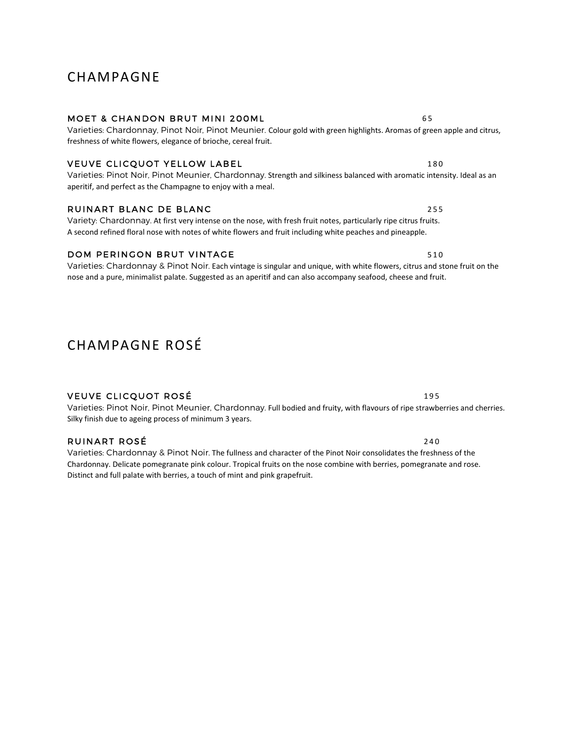# CHAMPAGNE

### MOET & CHANDON BRUT MINI 200ML 65

Varieties: Chardonnay, Pinot Noir, Pinot Meunier. Colour gold with green highlights. Aromas of green apple and citrus, freshness of white flowers, elegance of brioche, cereal fruit.

### VEUVE CLICQUOT YELLOW LABEL 180

Varieties: Pinot Noir, Pinot Meunier, Chardonnay. Strength and silkiness balanced with aromatic intensity. Ideal as an aperitif, and perfect as the Champagne to enjoy with a meal.

### RUINART BLANC DE BLANC 255

Variety: Chardonnay. At first very intense on the nose, with fresh fruit notes, particularly ripe citrus fruits. A second refined floral nose with notes of white flowers and fruit including white peaches and pineapple.

### DOM PERINGON BRUT VINTAGE 510

Varieties: Chardonnay & Pinot Noir. Each vintage is singular and unique, with white flowers, citrus and stone fruit on the nose and a pure, minimalist palate. Suggested as an aperitif and can also accompany seafood, cheese and fruit.

# CHAMPAGNE ROSÉ

### VEUVE CLICQUOT ROSÉ 195

Varieties: Pinot Noir, Pinot Meunier, Chardonnay. Full bodied and fruity, with flavours of ripe strawberries and cherries. Silky finish due to ageing process of minimum 3 years.

### RUINART ROSÉ 240

Varieties: Chardonnay & Pinot Noir. The fullness and character of the Pinot Noir consolidates the freshness of the Chardonnay. Delicate pomegranate pink colour. Tropical fruits on the nose combine with berries, pomegranate and rose. Distinct and full palate with berries, a touch of mint and pink grapefruit.